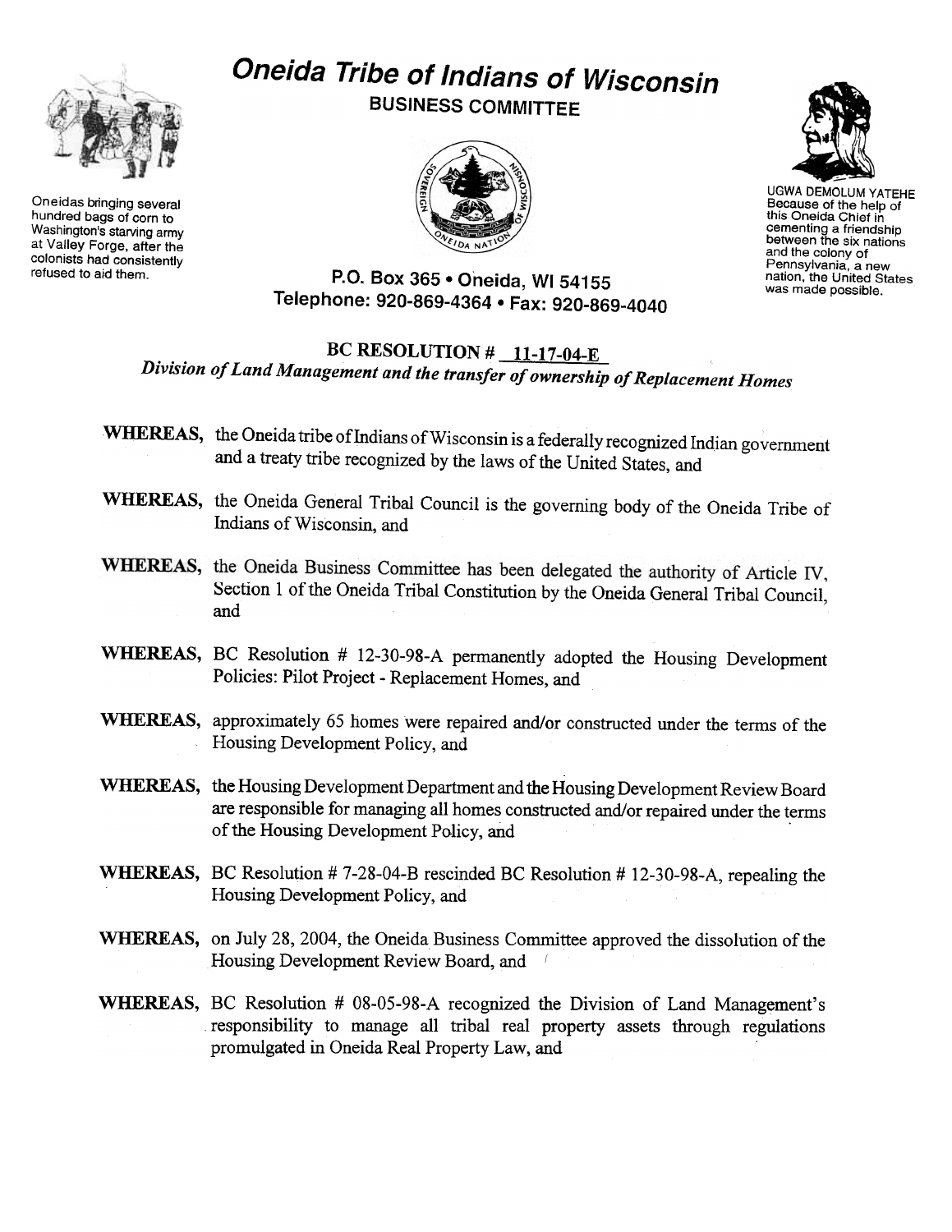# Oneida Tribe of Indians of Wisconsin

## BUSINESS COMMITTEE

Oneidas bringing several hundred bags of corn to Washington's starving army at Valley Forge, after the colonists had consistently refused to aid them.

UGWA DEMOLUM YATEHE
Because of the help of this Oneida Chief in cementing a friendship between the six nations and the colony of Pennsylvania, a new nation, the United States was made possible.

P.O. Box 365 • Oneida, WI 54155
Telephone: 920-869-4364 • Fax: 920-869-4040

## BC RESOLUTION # 11-17-04-E

### *Division of Land Management and the transfer of ownership of Replacement Homes*

**WHEREAS,** the Oneida tribe of Indians of Wisconsin is a federally recognized Indian government and a treaty tribe recognized by the laws of the United States, and

**WHEREAS,** the Oneida General Tribal Council is the governing body of the Oneida Tribe of Indians of Wisconsin, and

**WHEREAS,** the Oneida Business Committee has been delegated the authority of Article IV, Section 1 of the Oneida Tribal Constitution by the Oneida General Tribal Council, and

**WHEREAS,** BC Resolution # 12-30-98-A permanently adopted the Housing Development Policies: Pilot Project - Replacement Homes, and

**WHEREAS,** approximately 65 homes were repaired and/or constructed under the terms of the Housing Development Policy, and

**WHEREAS,** the Housing Development Department and the Housing Development Review Board are responsible for managing all homes constructed and/or repaired under the terms of the Housing Development Policy, and

**WHEREAS,** BC Resolution # 7-28-04-B rescinded BC Resolution # 12-30-98-A, repealing the Housing Development Policy, and

**WHEREAS,** on July 28, 2004, the Oneida Business Committee approved the dissolution of the Housing Development Review Board, and

**WHEREAS,** BC Resolution # 08-05-98-A recognized the Division of Land Management's responsibility to manage all tribal real property assets through regulations promulgated in Oneida Real Property Law, and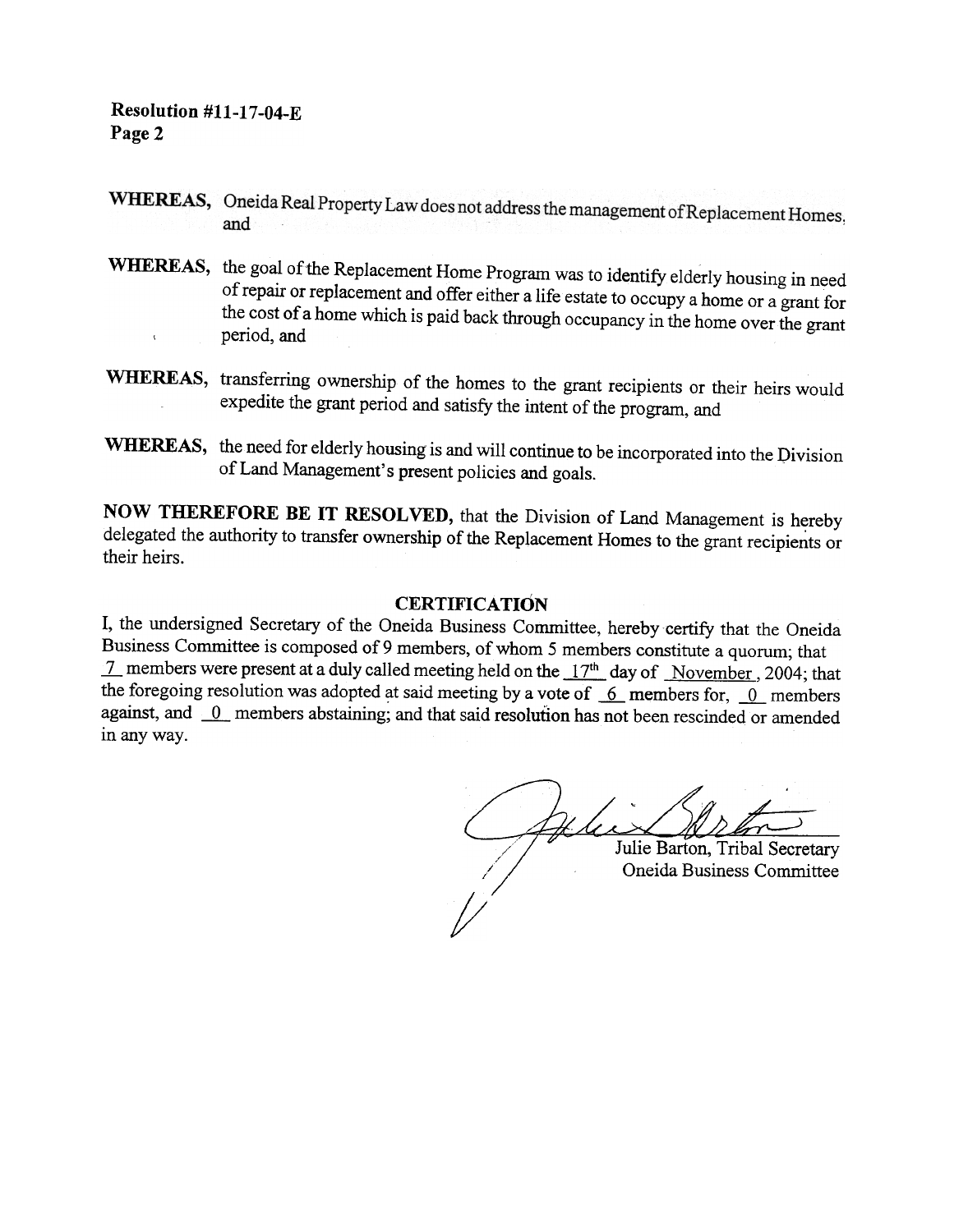Resolution #11-17-04-E
Page 2

**WHEREAS,** Oneida Real Property Law does not address the management of Replacement Homes, and

**WHEREAS,** the goal of the Replacement Home Program was to identify elderly housing in need of repair or replacement and offer either a life estate to occupy a home or a grant for the cost of a home which is paid back through occupancy in the home over the grant period, and

**WHEREAS,** transferring ownership of the homes to the grant recipients or their heirs would expedite the grant period and satisfy the intent of the program, and

**WHEREAS,** the need for elderly housing is and will continue to be incorporated into the Division of Land Management's present policies and goals.

**NOW THEREFORE BE IT RESOLVED,** that the Division of Land Management is hereby delegated the authority to transfer ownership of the Replacement Homes to the grant recipients or their heirs.

## CERTIFICATION

I, the undersigned Secretary of the Oneida Business Committee, hereby certify that the Oneida Business Committee is composed of 9 members, of whom 5 members constitute a quorum; that 7 members were present at a duly called meeting held on the 17th day of November, 2004; that the foregoing resolution was adopted at said meeting by a vote of 6 members for, 0 members against, and 0 members abstaining; and that said resolution has not been rescinded or amended in any way.

Julie Barton, Tribal Secretary
Oneida Business Committee